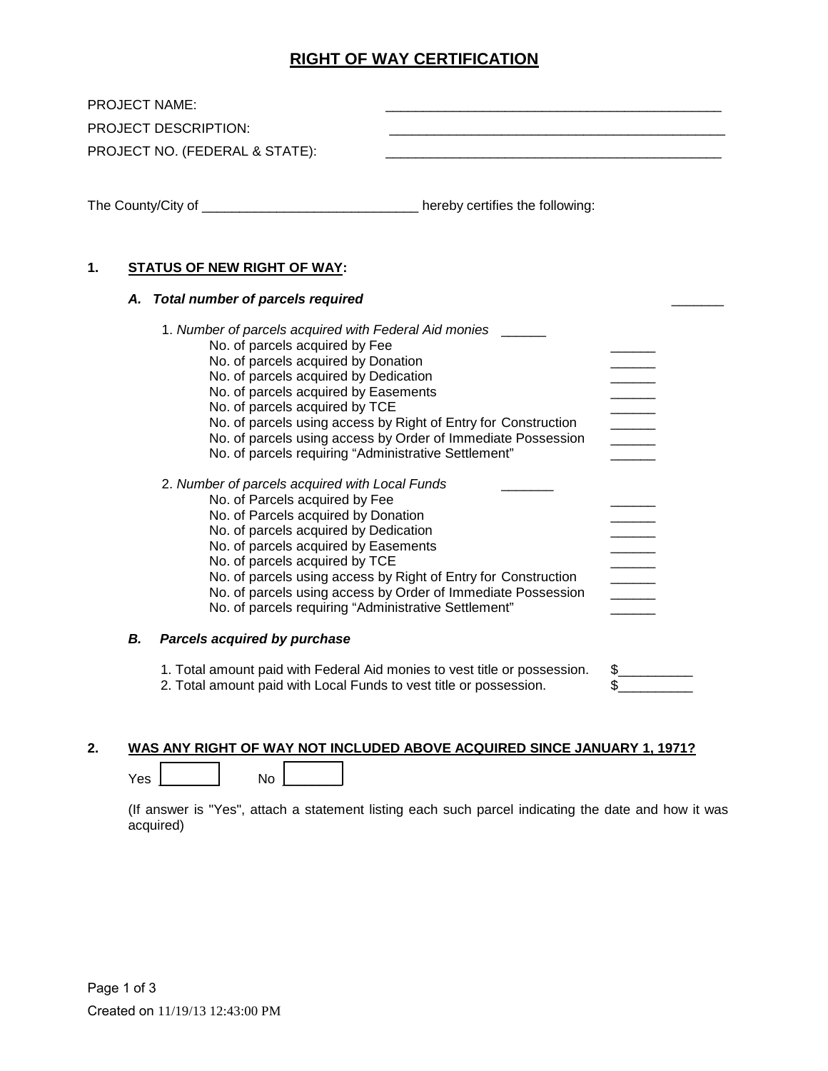# RIGHT OF WAY CERTIFICATION

PROJECT NAME: ____________________________________________

PROJECT DESCRIPTION: ____________________________________________

PROJECT NO. (FEDERAL & STATE): ____________________________________________

The County/City of ____________________________ hereby certifies the following:

## 1. STATUS OF NEW RIGHT OF WAY:

### *A. Total number of parcels required* _______

1. *Number of parcels acquired with Federal Aid monies* ______
   - No. of parcels acquired by Fee ______
   - No. of parcels acquired by Donation ______
   - No. of parcels acquired by Dedication ______
   - No. of parcels acquired by Easements ______
   - No. of parcels acquired by TCE ______
   - No. of parcels using access by Right of Entry for Construction ______
   - No. of parcels using access by Order of Immediate Possession ______
   - No. of parcels requiring "Administrative Settlement" ______

2. *Number of parcels acquired with Local Funds* _______
   - No. of Parcels acquired by Fee ______
   - No. of Parcels acquired by Donation ______
   - No. of parcels acquired by Dedication ______
   - No. of parcels acquired by Easements ______
   - No. of parcels acquired by TCE ______
   - No. of parcels using access by Right of Entry for Construction ______
   - No. of parcels using access by Order of Immediate Possession ______
   - No. of parcels requiring "Administrative Settlement" ______

### *B. Parcels acquired by purchase*

1. Total amount paid with Federal Aid monies to vest title or possession. $__________
2. Total amount paid with Local Funds to vest title or possession. $__________

## 2. WAS ANY RIGHT OF WAY NOT INCLUDED ABOVE ACQUIRED SINCE JANUARY 1, 1971?

Yes ☐ No ☐

(If answer is "Yes", attach a statement listing each such parcel indicating the date and how it was acquired)

Created on 11/19/13 12:43:00 PM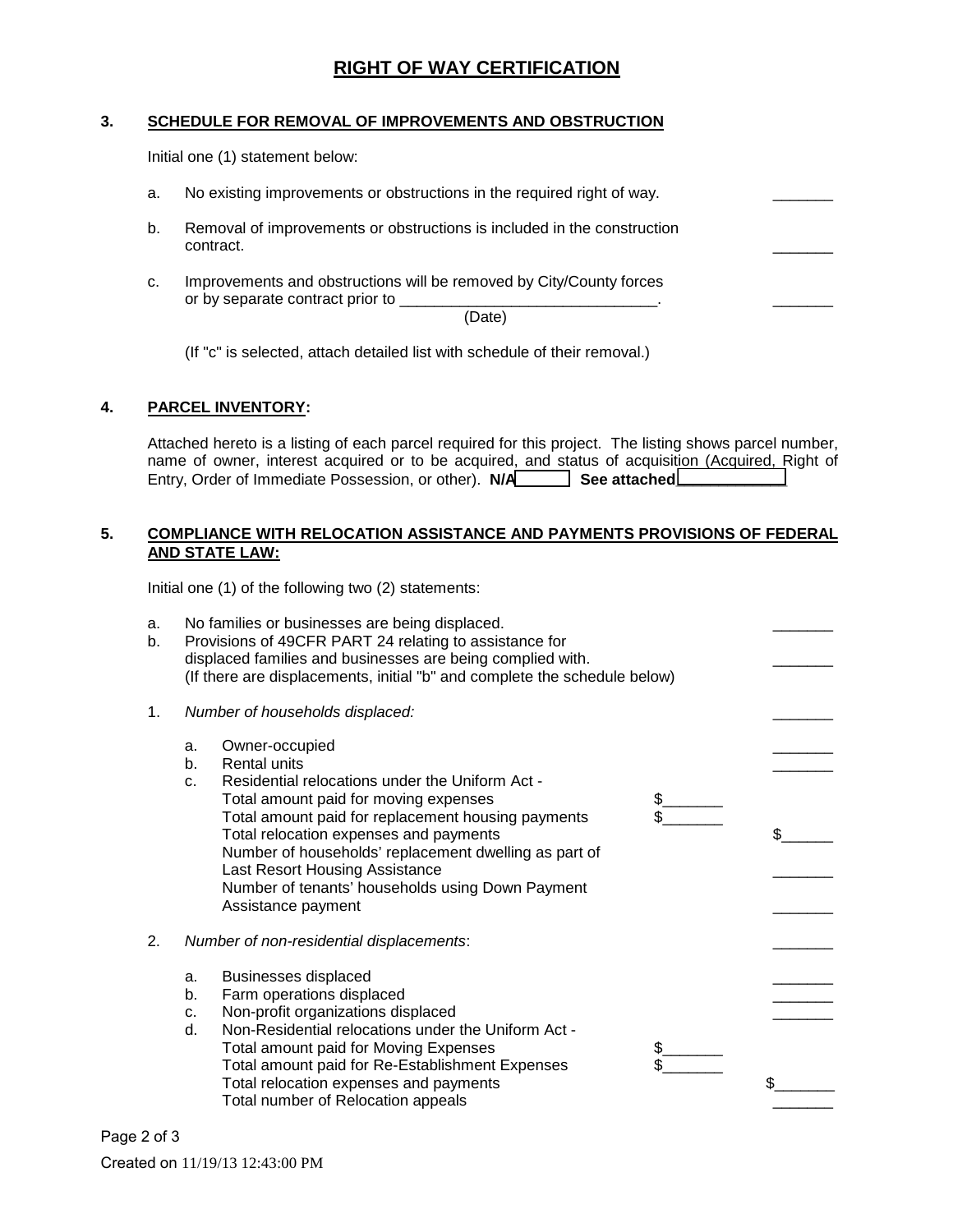# RIGHT OF WAY CERTIFICATION

## 3. SCHEDULE FOR REMOVAL OF IMPROVEMENTS AND OBSTRUCTION

Initial one (1) statement below:

a. No existing improvements or obstructions in the required right of way. _______

b. Removal of improvements or obstructions is included in the construction contract. _______

c. Improvements and obstructions will be removed by City/County forces or by separate contract prior to ______________________________. _______
(Date)

(If "c" is selected, attach detailed list with schedule of their removal.)

## 4. PARCEL INVENTORY:

Attached hereto is a listing of each parcel required for this project. The listing shows parcel number, name of owner, interest acquired or to be acquired, and status of acquisition (Acquired, Right of Entry, Order of Immediate Possession, or other). **N/A** ______ **See attached** ____________

## 5. COMPLIANCE WITH RELOCATION ASSISTANCE AND PAYMENTS PROVISIONS OF FEDERAL AND STATE LAW:

Initial one (1) of the following two (2) statements:

a. No families or businesses are being displaced. _______

b. Provisions of 49CFR PART 24 relating to assistance for displaced families and businesses are being complied with. _______
(If there are displacements, initial "b" and complete the schedule below)

1. *Number of households displaced:* _______

   a. Owner-occupied _______

   b. Rental units _______

   c. Residential relocations under the Uniform Act -
      Total amount paid for moving expenses $_______
      Total amount paid for replacement housing payments $_______
      Total relocation expenses and payments $______
      Number of households' replacement dwelling as part of Last Resort Housing Assistance _______
      Number of tenants' households using Down Payment Assistance payment _______

2. *Number of non-residential displacements*: _______

   a. Businesses displaced _______

   b. Farm operations displaced _______

   c. Non-profit organizations displaced _______

   d. Non-Residential relocations under the Uniform Act -
      Total amount paid for Moving Expenses $_______
      Total amount paid for Re-Establishment Expenses $_______
      Total relocation expenses and payments $_______
      Total number of Relocation appeals _______

Created on 11/19/13 12:43:00 PM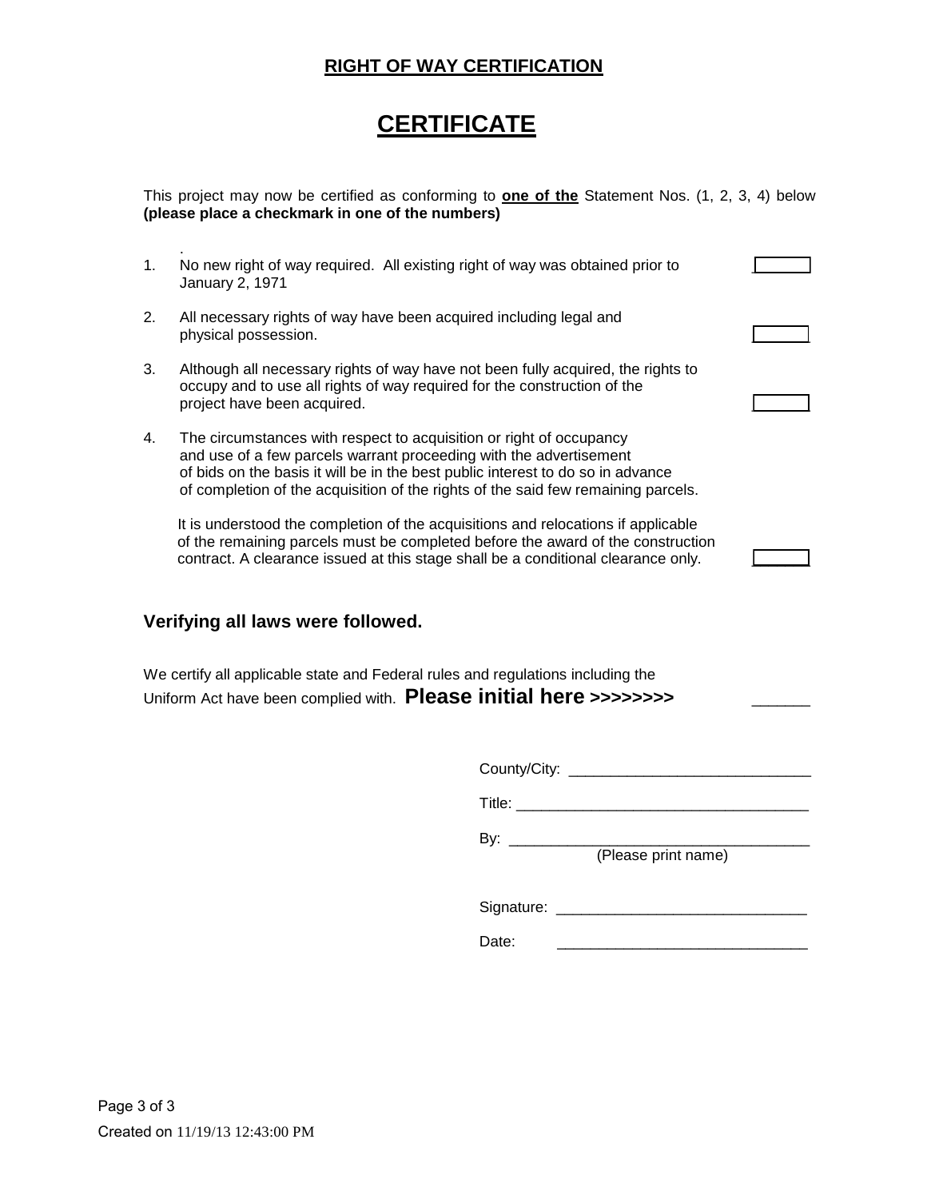## RIGHT OF WAY CERTIFICATION

# CERTIFICATE

This project may now be certified as conforming to **one of the** Statement Nos. (1, 2, 3, 4) below **(please place a checkmark in one of the numbers)**

1. No new right of way required. All existing right of way was obtained prior to January 2, 1971 [ ]

2. All necessary rights of way have been acquired including legal and physical possession. [ ]

3. Although all necessary rights of way have not been fully acquired, the rights to occupy and to use all rights of way required for the construction of the project have been acquired. [ ]

4. The circumstances with respect to acquisition or right of occupancy and use of a few parcels warrant proceeding with the advertisement of bids on the basis it will be in the best public interest to do so in advance of completion of the acquisition of the rights of the said few remaining parcels.

   It is understood the completion of the acquisitions and relocations if applicable of the remaining parcels must be completed before the award of the construction contract. A clearance issued at this stage shall be a conditional clearance only. [ ]

### Verifying all laws were followed.

We certify all applicable state and Federal rules and regulations including the Uniform Act have been complied with. **Please initial here >>>>>>>>** _______

County/City: _____________________________

Title: __________________________________

By: ___________________________________
(Please print name)

Signature: _____________________________

Date: _____________________________

Created on 11/19/13 12:43:00 PM